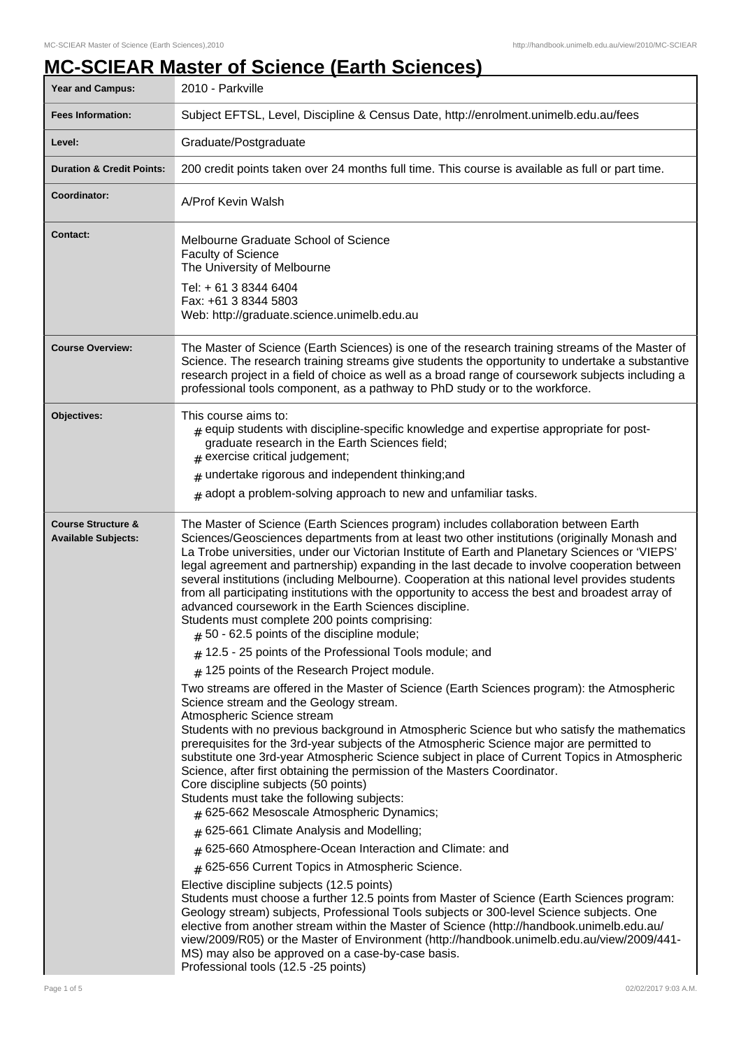# MC-SCIEAR Master of Science (Earth Sciences)

| Field | Details |
| --- | --- |
| **Year and Campus:** | 2010 - Parkville |
| **Fees Information:** | Subject EFTSL, Level, Discipline & Census Date, http://enrolment.unimelb.edu.au/fees |
| **Level:** | Graduate/Postgraduate |
| **Duration & Credit Points:** | 200 credit points taken over 24 months full time. This course is available as full or part time. |
| **Coordinator:** | A/Prof Kevin Walsh |
| **Contact:** | Melbourne Graduate School of Science<br>Faculty of Science<br>The University of Melbourne<br>Tel: + 61 3 8344 6404<br>Fax: +61 3 8344 5803<br>Web: http://graduate.science.unimelb.edu.au |
| **Course Overview:** | The Master of Science (Earth Sciences) is one of the research training streams of the Master of Science. The research training streams give students the opportunity to undertake a substantive research project in a field of choice as well as a broad range of coursework subjects including a professional tools component, as a pathway to PhD study or to the workforce. |
| **Objectives:** | This course aims to:<br># equip students with discipline-specific knowledge and expertise appropriate for post-graduate research in the Earth Sciences field;<br># exercise critical judgement;<br># undertake rigorous and independent thinking;and<br># adopt a problem-solving approach to new and unfamiliar tasks. |
| **Course Structure & Available Subjects:** | The Master of Science (Earth Sciences program) includes collaboration between Earth Sciences/Geosciences departments from at least two other institutions (originally Monash and La Trobe universities, under our Victorian Institute of Earth and Planetary Sciences or 'VIEPS' legal agreement and partnership) expanding in the last decade to involve cooperation between several institutions (including Melbourne). Cooperation at this national level provides students from all participating institutions with the opportunity to access the best and broadest array of advanced coursework in the Earth Sciences discipline.<br>Students must complete 200 points comprising:<br># 50 - 62.5 points of the discipline module;<br># 12.5 - 25 points of the Professional Tools module; and<br># 125 points of the Research Project module.<br>Two streams are offered in the Master of Science (Earth Sciences program): the Atmospheric Science stream and the Geology stream.<br>Atmospheric Science stream<br>Students with no previous background in Atmospheric Science but who satisfy the mathematics prerequisites for the 3rd-year subjects of the Atmospheric Science major are permitted to substitute one 3rd-year Atmospheric Science subject in place of Current Topics in Atmospheric Science, after first obtaining the permission of the Masters Coordinator.<br>Core discipline subjects (50 points)<br>Students must take the following subjects:<br># 625-662 Mesoscale Atmospheric Dynamics;<br># 625-661 Climate Analysis and Modelling;<br># 625-660 Atmosphere-Ocean Interaction and Climate: and<br># 625-656 Current Topics in Atmospheric Science.<br>Elective discipline subjects (12.5 points)<br>Students must choose a further 12.5 points from Master of Science (Earth Sciences program: Geology stream) subjects, Professional Tools subjects or 300-level Science subjects. One elective from another stream within the Master of Science (http://handbook.unimelb.edu.au/view/2009/R05) or the Master of Environment (http://handbook.unimelb.edu.au/view/2009/441-MS) may also be approved on a case-by-case basis.<br>Professional tools (12.5 -25 points) |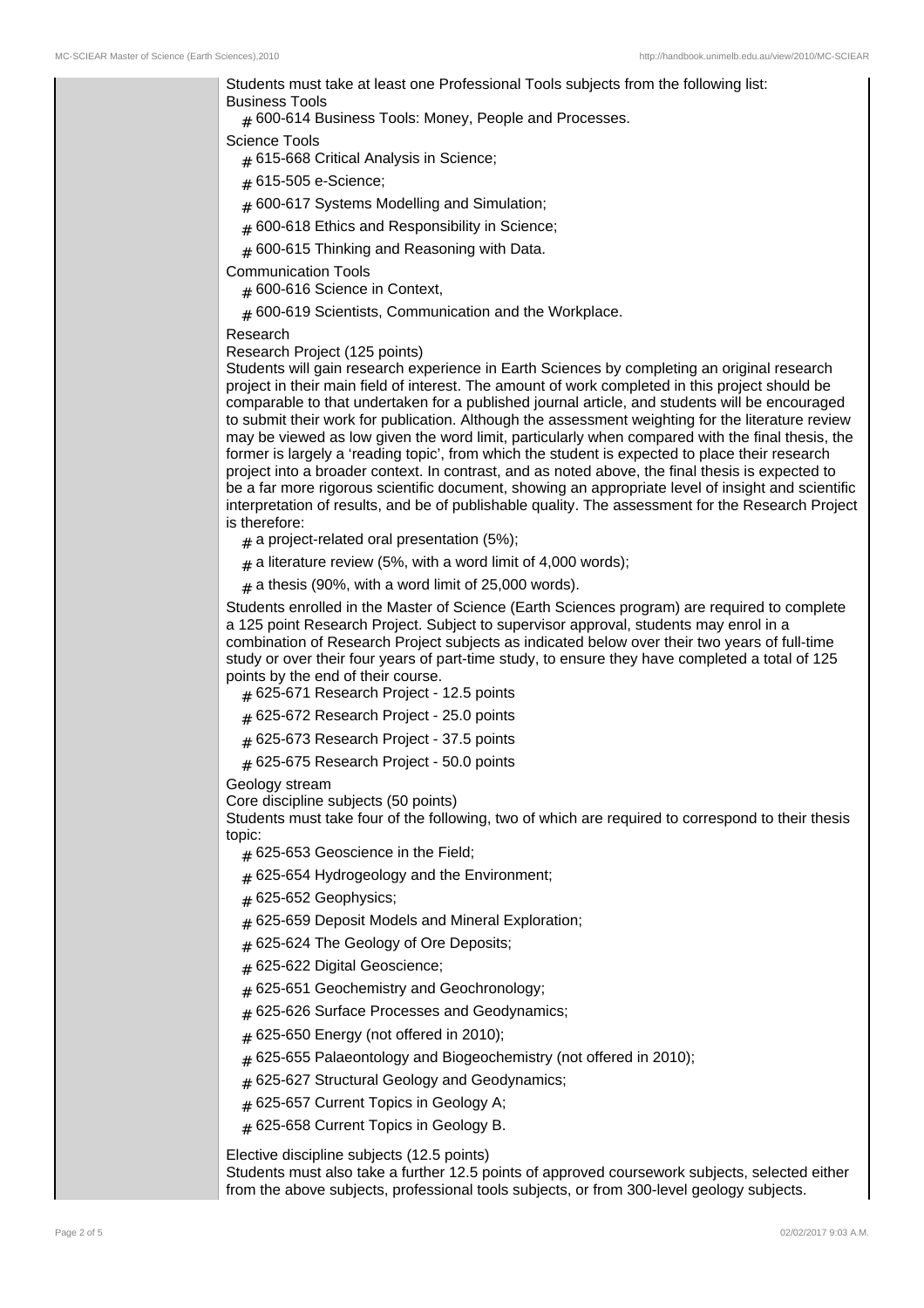Students must take at least one Professional Tools subjects from the following list:

Business Tools

- 600-614 Business Tools: Money, People and Processes.

Science Tools

- 615-668 Critical Analysis in Science;
- 615-505 e-Science;
- 600-617 Systems Modelling and Simulation;
- 600-618 Ethics and Responsibility in Science;
- 600-615 Thinking and Reasoning with Data.

Communication Tools

- 600-616 Science in Context,
- 600-619 Scientists, Communication and the Workplace.

Research

Research Project (125 points)

Students will gain research experience in Earth Sciences by completing an original research project in their main field of interest. The amount of work completed in this project should be comparable to that undertaken for a published journal article, and students will be encouraged to submit their work for publication. Although the assessment weighting for the literature review may be viewed as low given the word limit, particularly when compared with the final thesis, the former is largely a 'reading topic', from which the student is expected to place their research project into a broader context. In contrast, and as noted above, the final thesis is expected to be a far more rigorous scientific document, showing an appropriate level of insight and scientific interpretation of results, and be of publishable quality. The assessment for the Research Project is therefore:

- a project-related oral presentation (5%);
- a literature review (5%, with a word limit of 4,000 words);
- a thesis (90%, with a word limit of 25,000 words).

Students enrolled in the Master of Science (Earth Sciences program) are required to complete a 125 point Research Project. Subject to supervisor approval, students may enrol in a combination of Research Project subjects as indicated below over their two years of full-time study or over their four years of part-time study, to ensure they have completed a total of 125 points by the end of their course.

- 625-671 Research Project - 12.5 points
- 625-672 Research Project - 25.0 points
- 625-673 Research Project - 37.5 points
- 625-675 Research Project - 50.0 points

Geology stream

Core discipline subjects (50 points)

Students must take four of the following, two of which are required to correspond to their thesis topic:

- 625-653 Geoscience in the Field;
- 625-654 Hydrogeology and the Environment;
- 625-652 Geophysics;
- 625-659 Deposit Models and Mineral Exploration;
- 625-624 The Geology of Ore Deposits;
- 625-622 Digital Geoscience;
- 625-651 Geochemistry and Geochronology;
- 625-626 Surface Processes and Geodynamics;
- 625-650 Energy (not offered in 2010);
- 625-655 Palaeontology and Biogeochemistry (not offered in 2010);
- 625-627 Structural Geology and Geodynamics;
- 625-657 Current Topics in Geology A;
- 625-658 Current Topics in Geology B.

Elective discipline subjects (12.5 points)

Students must also take a further 12.5 points of approved coursework subjects, selected either from the above subjects, professional tools subjects, or from 300-level geology subjects.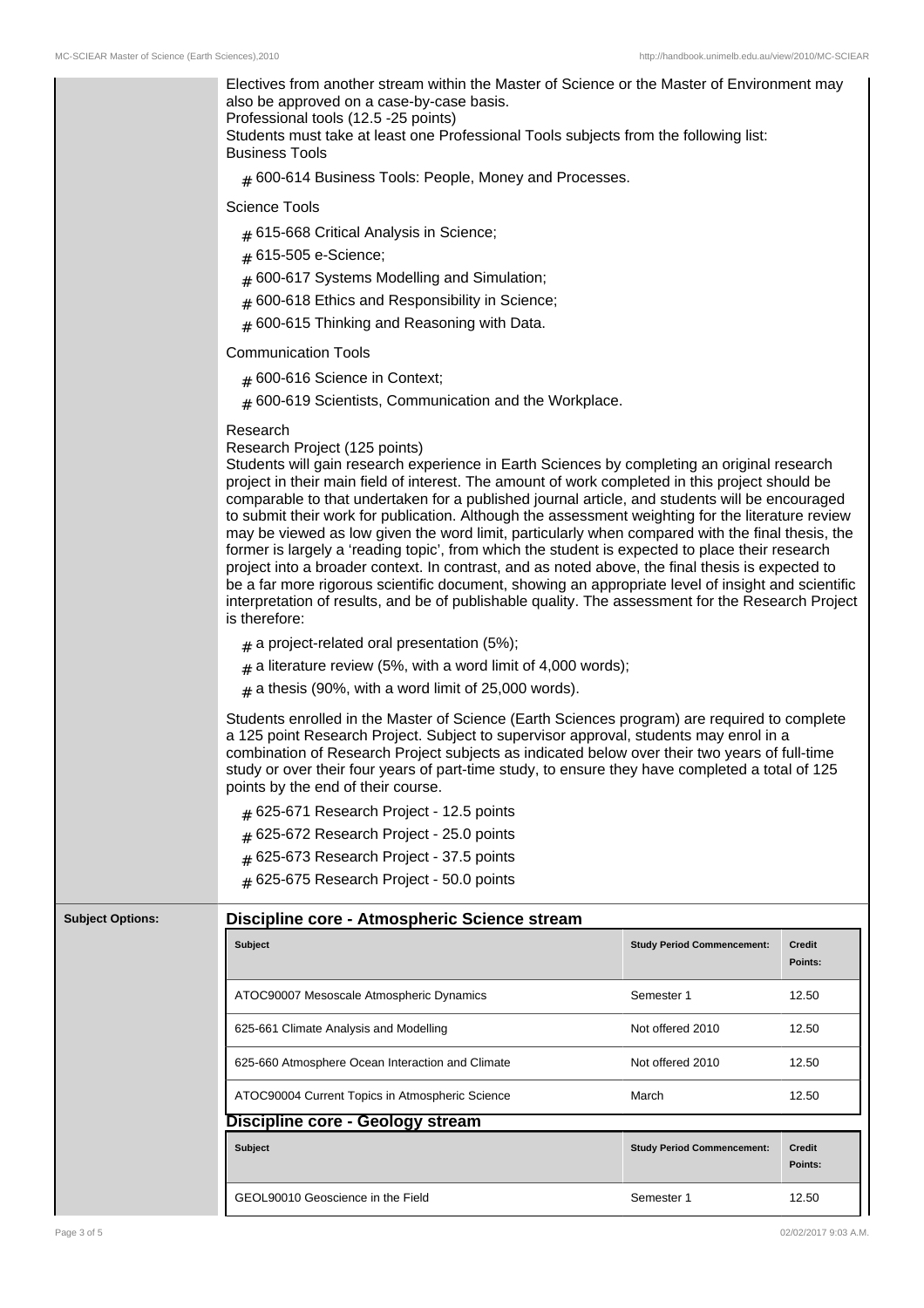Electives from another stream within the Master of Science or the Master of Environment may also be approved on a case-by-case basis.

Professional tools (12.5 -25 points)

Students must take at least one Professional Tools subjects from the following list:

Business Tools

- 600-614 Business Tools: People, Money and Processes.

Science Tools

- 615-668 Critical Analysis in Science;
- 615-505 e-Science;
- 600-617 Systems Modelling and Simulation;
- 600-618 Ethics and Responsibility in Science;
- 600-615 Thinking and Reasoning with Data.

Communication Tools

- 600-616 Science in Context;
- 600-619 Scientists, Communication and the Workplace.

Research

Research Project (125 points)

Students will gain research experience in Earth Sciences by completing an original research project in their main field of interest. The amount of work completed in this project should be comparable to that undertaken for a published journal article, and students will be encouraged to submit their work for publication. Although the assessment weighting for the literature review may be viewed as low given the word limit, particularly when compared with the final thesis, the former is largely a 'reading topic', from which the student is expected to place their research project into a broader context. In contrast, and as noted above, the final thesis is expected to be a far more rigorous scientific document, showing an appropriate level of insight and scientific interpretation of results, and be of publishable quality. The assessment for the Research Project is therefore:

- a project-related oral presentation (5%);
- a literature review (5%, with a word limit of 4,000 words);
- a thesis (90%, with a word limit of 25,000 words).

Students enrolled in the Master of Science (Earth Sciences program) are required to complete a 125 point Research Project. Subject to supervisor approval, students may enrol in a combination of Research Project subjects as indicated below over their two years of full-time study or over their four years of part-time study, to ensure they have completed a total of 125 points by the end of their course.

- 625-671 Research Project - 12.5 points
- 625-672 Research Project - 25.0 points
- 625-673 Research Project - 37.5 points
- 625-675 Research Project - 50.0 points

**Subject Options:**

## Discipline core - Atmospheric Science stream

| Subject | Study Period Commencement: | Credit Points: |
|---|---|---|
| ATOC90007 Mesoscale Atmospheric Dynamics | Semester 1 | 12.50 |
| 625-661 Climate Analysis and Modelling | Not offered 2010 | 12.50 |
| 625-660 Atmosphere Ocean Interaction and Climate | Not offered 2010 | 12.50 |
| ATOC90004 Current Topics in Atmospheric Science | March | 12.50 |

## Discipline core - Geology stream

| Subject | Study Period Commencement: | Credit Points: |
|---|---|---|
| GEOL90010 Geoscience in the Field | Semester 1 | 12.50 |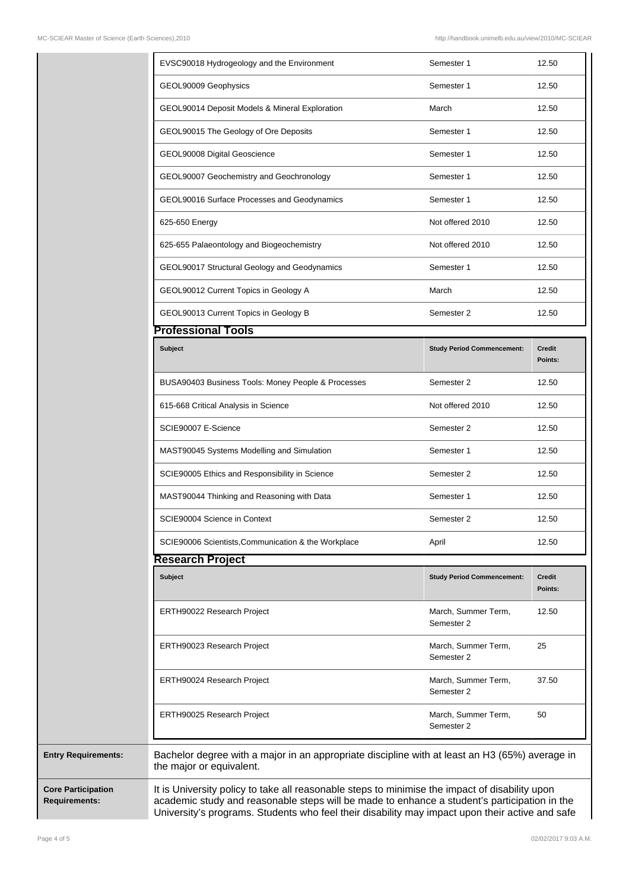| | | |
|---|---|---|
| EVSC90018 Hydrogeology and the Environment | Semester 1 | 12.50 |
| GEOL90009 Geophysics | Semester 1 | 12.50 |
| GEOL90014 Deposit Models & Mineral Exploration | March | 12.50 |
| GEOL90015 The Geology of Ore Deposits | Semester 1 | 12.50 |
| GEOL90008 Digital Geoscience | Semester 1 | 12.50 |
| GEOL90007 Geochemistry and Geochronology | Semester 1 | 12.50 |
| GEOL90016 Surface Processes and Geodynamics | Semester 1 | 12.50 |
| 625-650 Energy | Not offered 2010 | 12.50 |
| 625-655 Palaeontology and Biogeochemistry | Not offered 2010 | 12.50 |
| GEOL90017 Structural Geology and Geodynamics | Semester 1 | 12.50 |
| GEOL90012 Current Topics in Geology A | March | 12.50 |
| GEOL90013 Current Topics in Geology B | Semester 2 | 12.50 |

### Professional Tools

| Subject | Study Period Commencement: | Credit Points: |
|---|---|---|
| BUSA90403 Business Tools: Money People & Processes | Semester 2 | 12.50 |
| 615-668 Critical Analysis in Science | Not offered 2010 | 12.50 |
| SCIE90007 E-Science | Semester 2 | 12.50 |
| MAST90045 Systems Modelling and Simulation | Semester 1 | 12.50 |
| SCIE90005 Ethics and Responsibility in Science | Semester 2 | 12.50 |
| MAST90044 Thinking and Reasoning with Data | Semester 1 | 12.50 |
| SCIE90004 Science in Context | Semester 2 | 12.50 |
| SCIE90006 Scientists,Communication & the Workplace | April | 12.50 |

### Research Project

| Subject | Study Period Commencement: | Credit Points: |
|---|---|---|
| ERTH90022 Research Project | March, Summer Term, Semester 2 | 12.50 |
| ERTH90023 Research Project | March, Summer Term, Semester 2 | 25 |
| ERTH90024 Research Project | March, Summer Term, Semester 2 | 37.50 |
| ERTH90025 Research Project | March, Summer Term, Semester 2 | 50 |

**Entry Requirements:** Bachelor degree with a major in an appropriate discipline with at least an H3 (65%) average in the major or equivalent.

**Core Participation Requirements:** It is University policy to take all reasonable steps to minimise the impact of disability upon academic study and reasonable steps will be made to enhance a student's participation in the University's programs. Students who feel their disability may impact upon their active and safe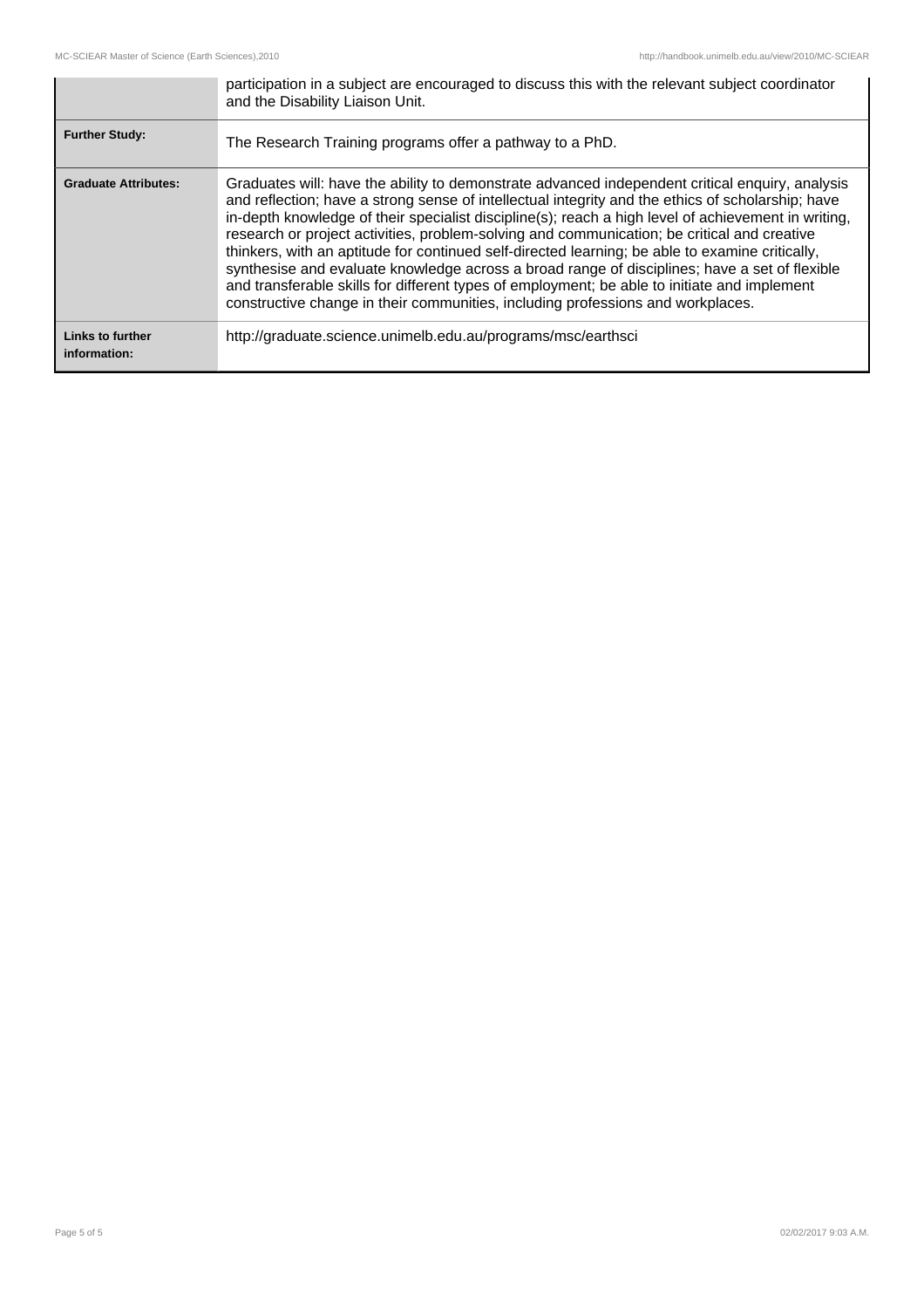| | |
|---|---|
| | participation in a subject are encouraged to discuss this with the relevant subject coordinator and the Disability Liaison Unit. |
| **Further Study:** | The Research Training programs offer a pathway to a PhD. |
| **Graduate Attributes:** | Graduates will: have the ability to demonstrate advanced independent critical enquiry, analysis and reflection; have a strong sense of intellectual integrity and the ethics of scholarship; have in-depth knowledge of their specialist discipline(s); reach a high level of achievement in writing, research or project activities, problem-solving and communication; be critical and creative thinkers, with an aptitude for continued self-directed learning; be able to examine critically, synthesise and evaluate knowledge across a broad range of disciplines; have a set of flexible and transferable skills for different types of employment; be able to initiate and implement constructive change in their communities, including professions and workplaces. |
| **Links to further information:** | http://graduate.science.unimelb.edu.au/programs/msc/earthsci |